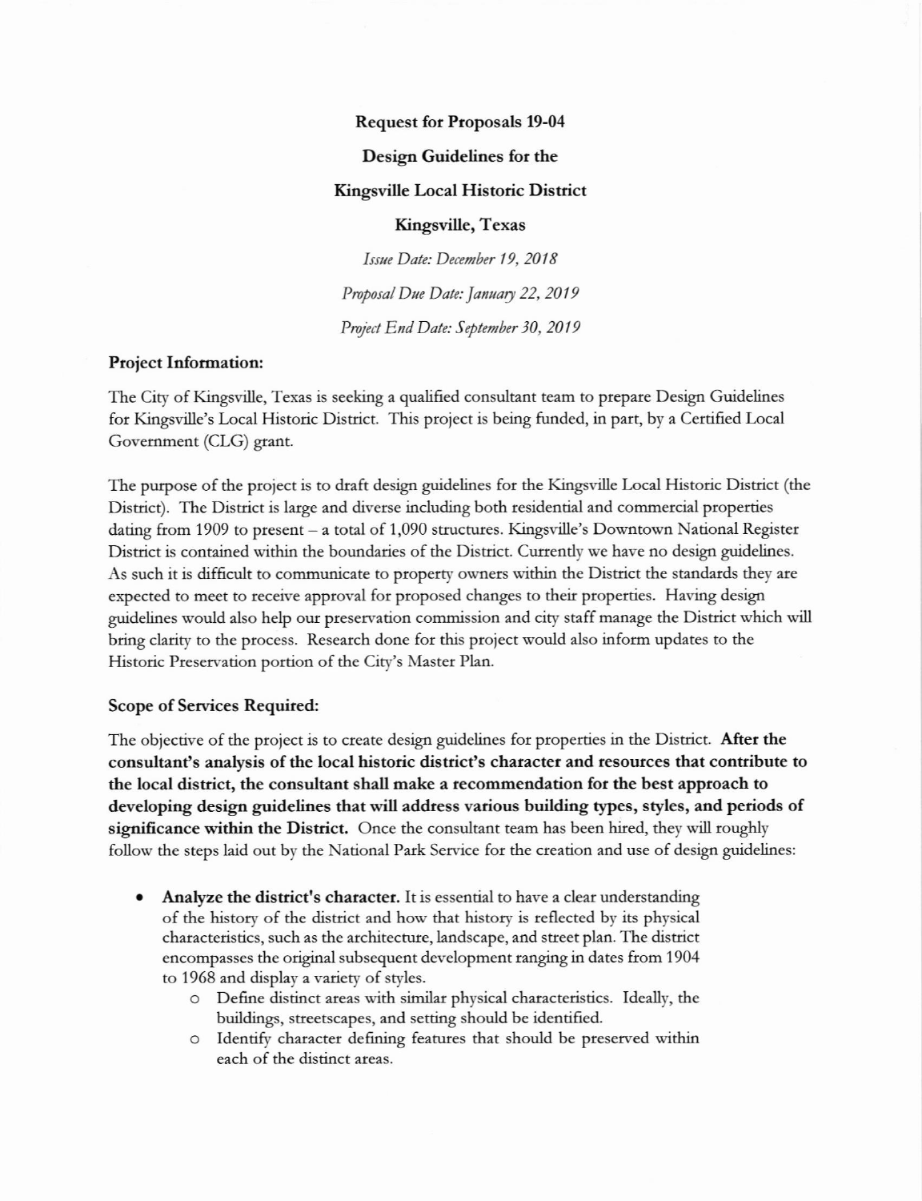# Request for Proposals 19-04

## Design Guidelines for the

## Kingsville Local Historic District

## Kingsville, Texas

*Issue Date: December 19, 2018*

*Proposal Due Date: January 22, 2019*

*Project End Date: September 30, 2019*

### Project Information:

The City of Kingsville, Texas is seeking a qualified consultant team to prepare Design Guidelines for Kingsville's Local Historic District. This project is being funded, in part, by a Certified Local Government (CLG) grant.

The purpose of the project is to draft design guidelines for the Kingsville Local Historic District (the District). The District is large and diverse including both residential and commercial properties dating from 1909 to present – a total of 1,090 structures. Kingsville's Downtown National Register District is contained within the boundaries of the District. Currently we have no design guidelines. As such it is difficult to communicate to property owners within the District the standards they are expected to meet to receive approval for proposed changes to their properties. Having design guidelines would also help our preservation commission and city staff manage the District which will bring clarity to the process. Research done for this project would also inform updates to the Historic Preservation portion of the City's Master Plan.

### Scope of Services Required:

The objective of the project is to create design guidelines for properties in the District. **After the consultant's analysis of the local historic district's character and resources that contribute to the local district, the consultant shall make a recommendation for the best approach to developing design guidelines that will address various building types, styles, and periods of significance within the District.** Once the consultant team has been hired, they will roughly follow the steps laid out by the National Park Service for the creation and use of design guidelines:

- **Analyze the district's character.** It is essential to have a clear understanding of the history of the district and how that history is reflected by its physical characteristics, such as the architecture, landscape, and street plan. The district encompasses the original subsequent development ranging in dates from 1904 to 1968 and display a variety of styles.
  - Define distinct areas with similar physical characteristics. Ideally, the buildings, streetscapes, and setting should be identified.
  - Identify character defining features that should be preserved within each of the distinct areas.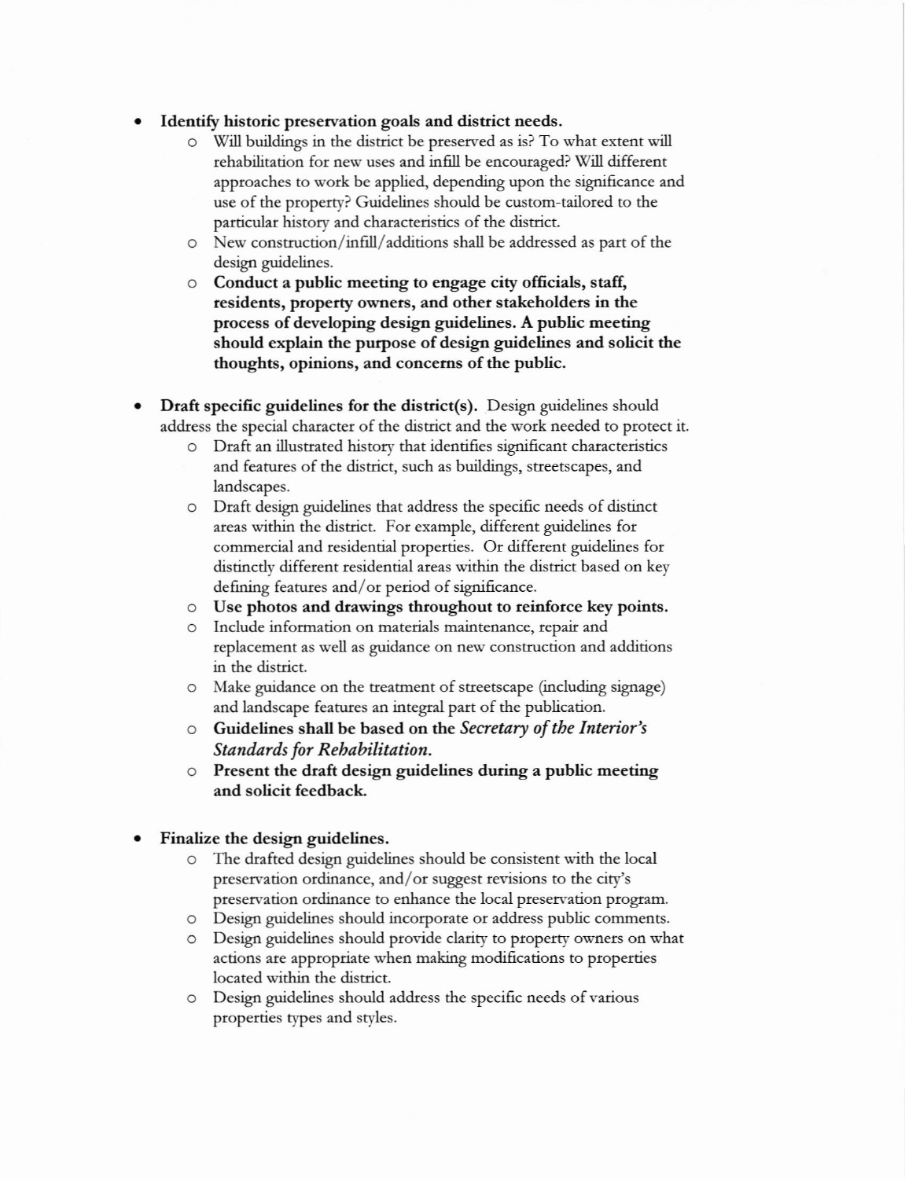- **Identify historic preservation goals and district needs.**
    - Will buildings in the district be preserved as is? To what extent will rehabilitation for new uses and infill be encouraged? Will different approaches to work be applied, depending upon the significance and use of the property? Guidelines should be custom-tailored to the particular history and characteristics of the district.
    - New construction/infill/additions shall be addressed as part of the design guidelines.
    - **Conduct a public meeting to engage city officials, staff, residents, property owners, and other stakeholders in the process of developing design guidelines. A public meeting should explain the purpose of design guidelines and solicit the thoughts, opinions, and concerns of the public.**

- **Draft specific guidelines for the district(s).** Design guidelines should address the special character of the district and the work needed to protect it.
    - Draft an illustrated history that identifies significant characteristics and features of the district, such as buildings, streetscapes, and landscapes.
    - Draft design guidelines that address the specific needs of distinct areas within the district. For example, different guidelines for commercial and residential properties. Or different guidelines for distinctly different residential areas within the district based on key defining features and/or period of significance.
    - **Use photos and drawings throughout to reinforce key points.**
    - Include information on materials maintenance, repair and replacement as well as guidance on new construction and additions in the district.
    - Make guidance on the treatment of streetscape (including signage) and landscape features an integral part of the publication.
    - **Guidelines shall be based on the *Secretary of the Interior's Standards for Rehabilitation.***
    - **Present the draft design guidelines during a public meeting and solicit feedback.**

- **Finalize the design guidelines.**
    - The drafted design guidelines should be consistent with the local preservation ordinance, and/or suggest revisions to the city's preservation ordinance to enhance the local preservation program.
    - Design guidelines should incorporate or address public comments.
    - Design guidelines should provide clarity to property owners on what actions are appropriate when making modifications to properties located within the district.
    - Design guidelines should address the specific needs of various properties types and styles.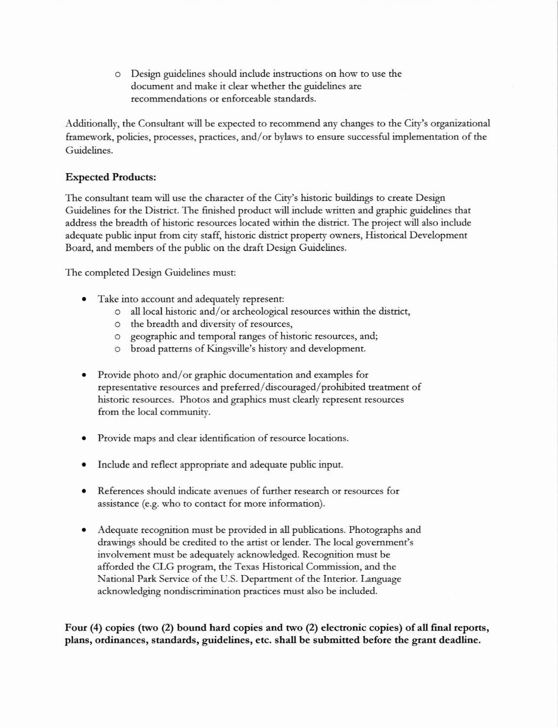- Design guidelines should include instructions on how to use the document and make it clear whether the guidelines are recommendations or enforceable standards.

Additionally, the Consultant will be expected to recommend any changes to the City's organizational framework, policies, processes, practices, and/or bylaws to ensure successful implementation of the Guidelines.

**Expected Products:**

The consultant team will use the character of the City's historic buildings to create Design Guidelines for the District. The finished product will include written and graphic guidelines that address the breadth of historic resources located within the district. The project will also include adequate public input from city staff, historic district property owners, Historical Development Board, and members of the public on the draft Design Guidelines.

The completed Design Guidelines must:

- Take into account and adequately represent:
  - all local historic and/or archeological resources within the district,
  - the breadth and diversity of resources,
  - geographic and temporal ranges of historic resources, and;
  - broad patterns of Kingsville's history and development.

- Provide photo and/or graphic documentation and examples for representative resources and preferred/discouraged/prohibited treatment of historic resources. Photos and graphics must clearly represent resources from the local community.

- Provide maps and clear identification of resource locations.

- Include and reflect appropriate and adequate public input.

- References should indicate avenues of further research or resources for assistance (e.g. who to contact for more information).

- Adequate recognition must be provided in all publications. Photographs and drawings should be credited to the artist or lender. The local government's involvement must be adequately acknowledged. Recognition must be afforded the CLG program, the Texas Historical Commission, and the National Park Service of the U.S. Department of the Interior. Language acknowledging nondiscrimination practices must also be included.

**Four (4) copies (two (2) bound hard copies and two (2) electronic copies) of all final reports, plans, ordinances, standards, guidelines, etc. shall be submitted before the grant deadline.**